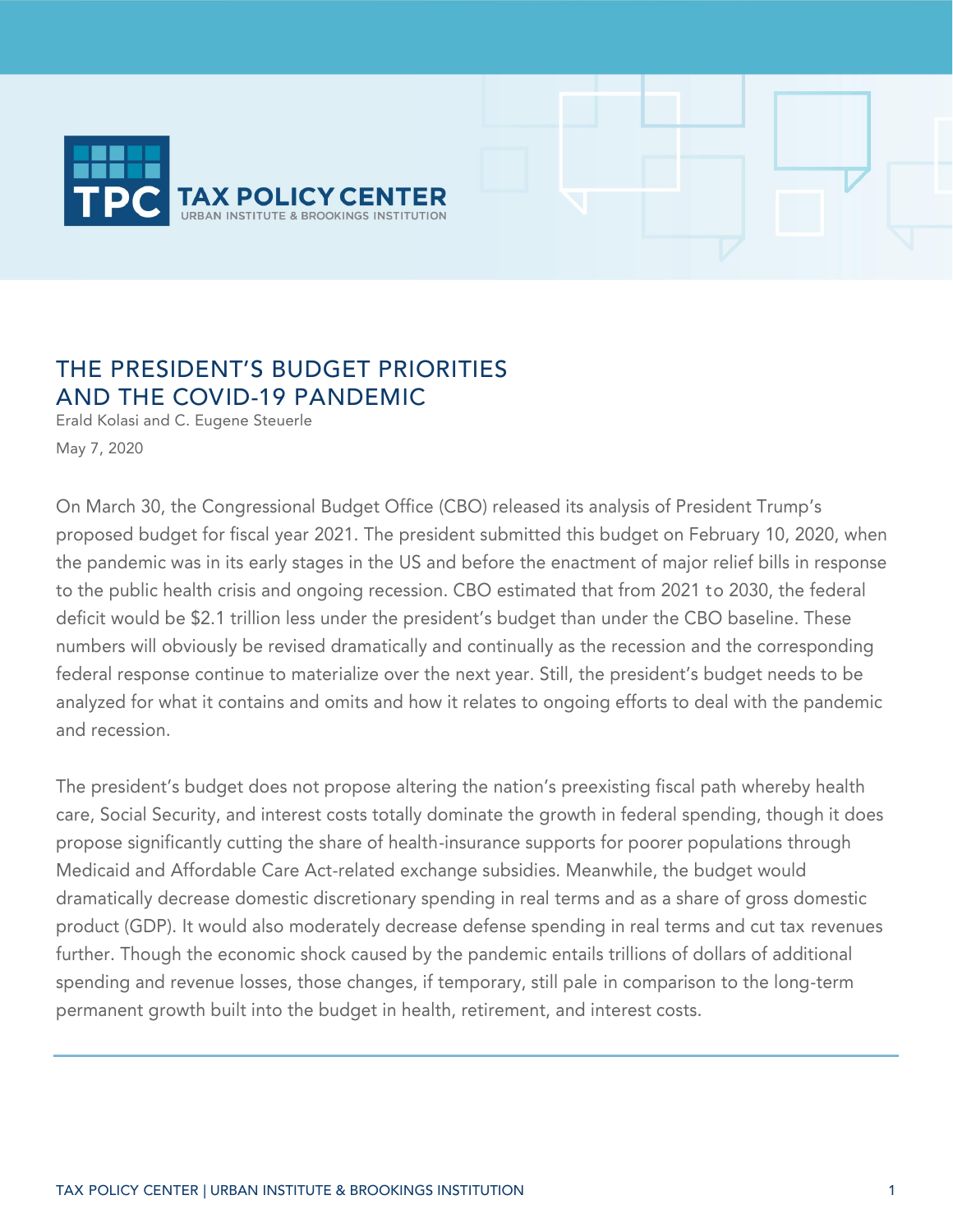TAX POLICY CENTER
URBAN INSTITUTE & BROOKINGS INSTITUTION

# THE PRESIDENT'S BUDGET PRIORITIES AND THE COVID-19 PANDEMIC

Erald Kolasi and C. Eugene Steuerle

May 7, 2020

On March 30, the Congressional Budget Office (CBO) released its analysis of President Trump's proposed budget for fiscal year 2021. The president submitted this budget on February 10, 2020, when the pandemic was in its early stages in the US and before the enactment of major relief bills in response to the public health crisis and ongoing recession. CBO estimated that from 2021 to 2030, the federal deficit would be $2.1 trillion less under the president's budget than under the CBO baseline. These numbers will obviously be revised dramatically and continually as the recession and the corresponding federal response continue to materialize over the next year. Still, the president's budget needs to be analyzed for what it contains and omits and how it relates to ongoing efforts to deal with the pandemic and recession.

The president's budget does not propose altering the nation's preexisting fiscal path whereby health care, Social Security, and interest costs totally dominate the growth in federal spending, though it does propose significantly cutting the share of health-insurance supports for poorer populations through Medicaid and Affordable Care Act-related exchange subsidies. Meanwhile, the budget would dramatically decrease domestic discretionary spending in real terms and as a share of gross domestic product (GDP). It would also moderately decrease defense spending in real terms and cut tax revenues further. Though the economic shock caused by the pandemic entails trillions of dollars of additional spending and revenue losses, those changes, if temporary, still pale in comparison to the long-term permanent growth built into the budget in health, retirement, and interest costs.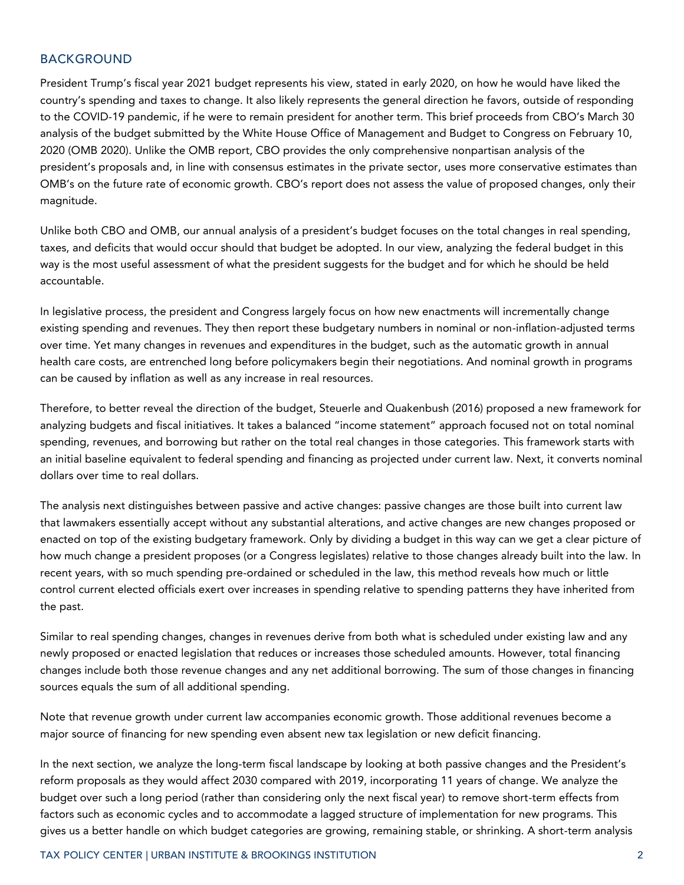## BACKGROUND

President Trump's fiscal year 2021 budget represents his view, stated in early 2020, on how he would have liked the country's spending and taxes to change. It also likely represents the general direction he favors, outside of responding to the COVID-19 pandemic, if he were to remain president for another term. This brief proceeds from CBO's March 30 analysis of the budget submitted by the White House Office of Management and Budget to Congress on February 10, 2020 (OMB 2020). Unlike the OMB report, CBO provides the only comprehensive nonpartisan analysis of the president's proposals and, in line with consensus estimates in the private sector, uses more conservative estimates than OMB's on the future rate of economic growth. CBO's report does not assess the value of proposed changes, only their magnitude.

Unlike both CBO and OMB, our annual analysis of a president's budget focuses on the total changes in real spending, taxes, and deficits that would occur should that budget be adopted. In our view, analyzing the federal budget in this way is the most useful assessment of what the president suggests for the budget and for which he should be held accountable.

In legislative process, the president and Congress largely focus on how new enactments will incrementally change existing spending and revenues. They then report these budgetary numbers in nominal or non-inflation-adjusted terms over time. Yet many changes in revenues and expenditures in the budget, such as the automatic growth in annual health care costs, are entrenched long before policymakers begin their negotiations. And nominal growth in programs can be caused by inflation as well as any increase in real resources.

Therefore, to better reveal the direction of the budget, Steuerle and Quakenbush (2016) proposed a new framework for analyzing budgets and fiscal initiatives. It takes a balanced "income statement" approach focused not on total nominal spending, revenues, and borrowing but rather on the total real changes in those categories. This framework starts with an initial baseline equivalent to federal spending and financing as projected under current law. Next, it converts nominal dollars over time to real dollars.

The analysis next distinguishes between passive and active changes: passive changes are those built into current law that lawmakers essentially accept without any substantial alterations, and active changes are new changes proposed or enacted on top of the existing budgetary framework. Only by dividing a budget in this way can we get a clear picture of how much change a president proposes (or a Congress legislates) relative to those changes already built into the law. In recent years, with so much spending pre-ordained or scheduled in the law, this method reveals how much or little control current elected officials exert over increases in spending relative to spending patterns they have inherited from the past.

Similar to real spending changes, changes in revenues derive from both what is scheduled under existing law and any newly proposed or enacted legislation that reduces or increases those scheduled amounts. However, total financing changes include both those revenue changes and any net additional borrowing. The sum of those changes in financing sources equals the sum of all additional spending.

Note that revenue growth under current law accompanies economic growth. Those additional revenues become a major source of financing for new spending even absent new tax legislation or new deficit financing.

In the next section, we analyze the long-term fiscal landscape by looking at both passive changes and the President's reform proposals as they would affect 2030 compared with 2019, incorporating 11 years of change. We analyze the budget over such a long period (rather than considering only the next fiscal year) to remove short-term effects from factors such as economic cycles and to accommodate a lagged structure of implementation for new programs. This gives us a better handle on which budget categories are growing, remaining stable, or shrinking. A short-term analysis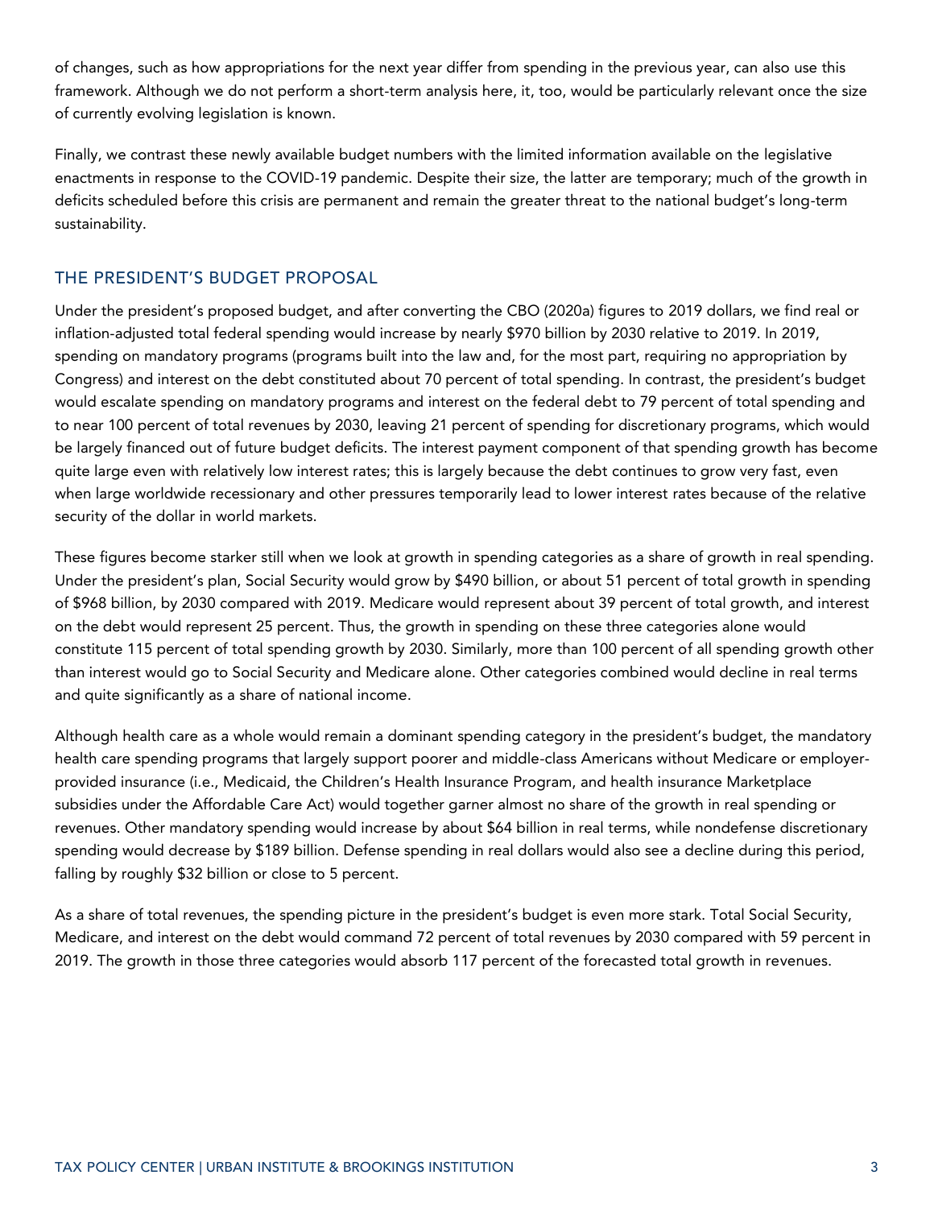of changes, such as how appropriations for the next year differ from spending in the previous year, can also use this framework. Although we do not perform a short-term analysis here, it, too, would be particularly relevant once the size of currently evolving legislation is known.

Finally, we contrast these newly available budget numbers with the limited information available on the legislative enactments in response to the COVID-19 pandemic. Despite their size, the latter are temporary; much of the growth in deficits scheduled before this crisis are permanent and remain the greater threat to the national budget's long-term sustainability.

## THE PRESIDENT'S BUDGET PROPOSAL

Under the president's proposed budget, and after converting the CBO (2020a) figures to 2019 dollars, we find real or inflation-adjusted total federal spending would increase by nearly $970 billion by 2030 relative to 2019. In 2019, spending on mandatory programs (programs built into the law and, for the most part, requiring no appropriation by Congress) and interest on the debt constituted about 70 percent of total spending. In contrast, the president's budget would escalate spending on mandatory programs and interest on the federal debt to 79 percent of total spending and to near 100 percent of total revenues by 2030, leaving 21 percent of spending for discretionary programs, which would be largely financed out of future budget deficits. The interest payment component of that spending growth has become quite large even with relatively low interest rates; this is largely because the debt continues to grow very fast, even when large worldwide recessionary and other pressures temporarily lead to lower interest rates because of the relative security of the dollar in world markets.

These figures become starker still when we look at growth in spending categories as a share of growth in real spending. Under the president's plan, Social Security would grow by $490 billion, or about 51 percent of total growth in spending of $968 billion, by 2030 compared with 2019. Medicare would represent about 39 percent of total growth, and interest on the debt would represent 25 percent. Thus, the growth in spending on these three categories alone would constitute 115 percent of total spending growth by 2030. Similarly, more than 100 percent of all spending growth other than interest would go to Social Security and Medicare alone. Other categories combined would decline in real terms and quite significantly as a share of national income.

Although health care as a whole would remain a dominant spending category in the president's budget, the mandatory health care spending programs that largely support poorer and middle-class Americans without Medicare or employer-provided insurance (i.e., Medicaid, the Children's Health Insurance Program, and health insurance Marketplace subsidies under the Affordable Care Act) would together garner almost no share of the growth in real spending or revenues. Other mandatory spending would increase by about $64 billion in real terms, while nondefense discretionary spending would decrease by $189 billion. Defense spending in real dollars would also see a decline during this period, falling by roughly $32 billion or close to 5 percent.

As a share of total revenues, the spending picture in the president's budget is even more stark. Total Social Security, Medicare, and interest on the debt would command 72 percent of total revenues by 2030 compared with 59 percent in 2019. The growth in those three categories would absorb 117 percent of the forecasted total growth in revenues.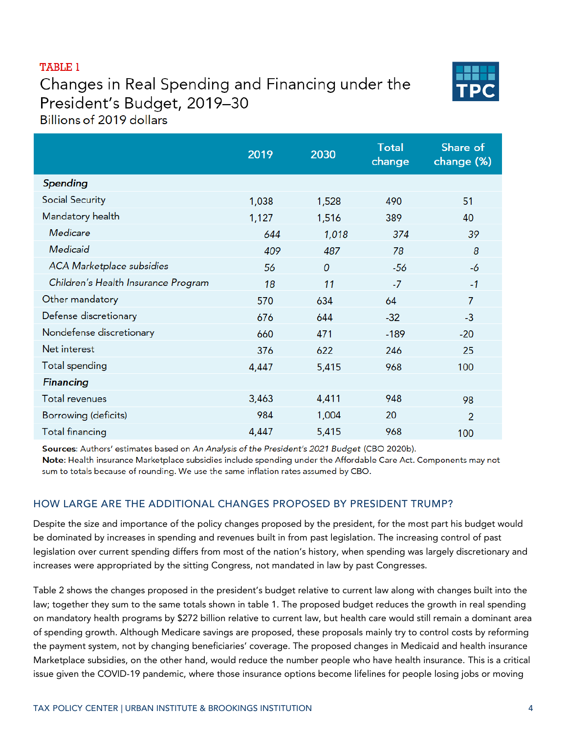TABLE 1

# Changes in Real Spending and Financing under the President's Budget, 2019–30

Billions of 2019 dollars

| | 2019 | 2030 | Total change | Share of change (%) |
|---|---|---|---|---|
| ***Spending*** | | | | |
| Social Security | 1,038 | 1,528 | 490 | 51 |
| Mandatory health | 1,127 | 1,516 | 389 | 40 |
| *Medicare* | *644* | *1,018* | *374* | *39* |
| *Medicaid* | *409* | *487* | *78* | *8* |
| *ACA Marketplace subsidies* | *56* | *0* | *-56* | *-6* |
| *Children's Health Insurance Program* | *18* | *11* | *-7* | *-1* |
| Other mandatory | 570 | 634 | 64 | 7 |
| Defense discretionary | 676 | 644 | -32 | -3 |
| Nondefense discretionary | 660 | 471 | -189 | -20 |
| Net interest | 376 | 622 | 246 | 25 |
| Total spending | 4,447 | 5,415 | 968 | 100 |
| ***Financing*** | | | | |
| Total revenues | 3,463 | 4,411 | 948 | 98 |
| Borrowing (deficits) | 984 | 1,004 | 20 | 2 |
| Total financing | 4,447 | 5,415 | 968 | 100 |

**Sources**: Authors' estimates based on *An Analysis of the President's 2021 Budget* (CBO 2020b).
**Note**: Health insurance Marketplace subsidies include spending under the Affordable Care Act. Components may not sum to totals because of rounding. We use the same inflation rates assumed by CBO.

## HOW LARGE ARE THE ADDITIONAL CHANGES PROPOSED BY PRESIDENT TRUMP?

Despite the size and importance of the policy changes proposed by the president, for the most part his budget would be dominated by increases in spending and revenues built in from past legislation. The increasing control of past legislation over current spending differs from most of the nation's history, when spending was largely discretionary and increases were appropriated by the sitting Congress, not mandated in law by past Congresses.

Table 2 shows the changes proposed in the president's budget relative to current law along with changes built into the law; together they sum to the same totals shown in table 1. The proposed budget reduces the growth in real spending on mandatory health programs by $272 billion relative to current law, but health care would still remain a dominant area of spending growth. Although Medicare savings are proposed, these proposals mainly try to control costs by reforming the payment system, not by changing beneficiaries' coverage. The proposed changes in Medicaid and health insurance Marketplace subsidies, on the other hand, would reduce the number people who have health insurance. This is a critical issue given the COVID-19 pandemic, where those insurance options become lifelines for people losing jobs or moving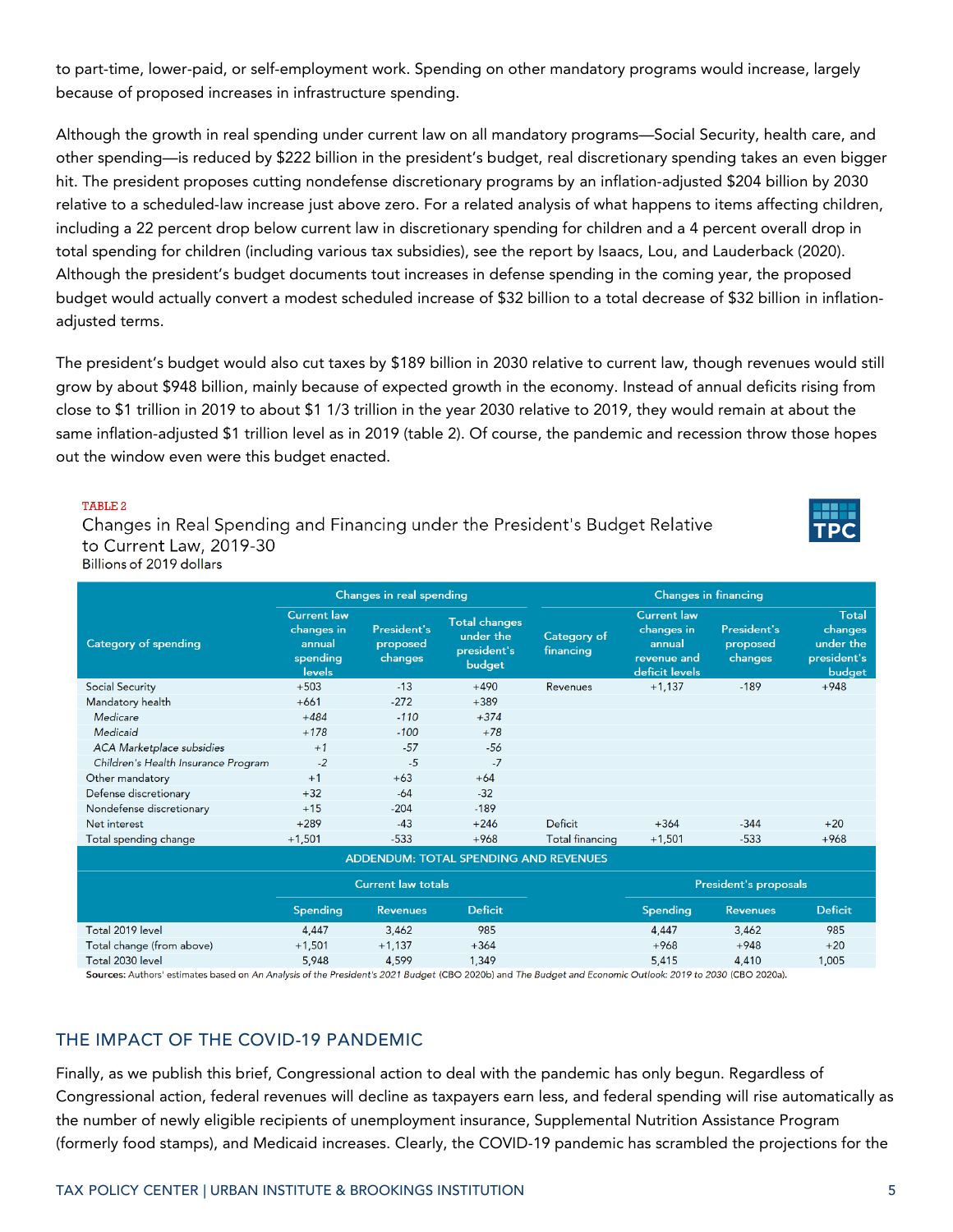to part-time, lower-paid, or self-employment work. Spending on other mandatory programs would increase, largely because of proposed increases in infrastructure spending.

Although the growth in real spending under current law on all mandatory programs—Social Security, health care, and other spending—is reduced by $222 billion in the president's budget, real discretionary spending takes an even bigger hit. The president proposes cutting nondefense discretionary programs by an inflation-adjusted $204 billion by 2030 relative to a scheduled-law increase just above zero. For a related analysis of what happens to items affecting children, including a 22 percent drop below current law in discretionary spending for children and a 4 percent overall drop in total spending for children (including various tax subsidies), see the report by Isaacs, Lou, and Lauderback (2020). Although the president's budget documents tout increases in defense spending in the coming year, the proposed budget would actually convert a modest scheduled increase of $32 billion to a total decrease of $32 billion in inflation-adjusted terms.

The president's budget would also cut taxes by $189 billion in 2030 relative to current law, though revenues would still grow by about $948 billion, mainly because of expected growth in the economy. Instead of annual deficits rising from close to $1 trillion in 2019 to about $1 1/3 trillion in the year 2030 relative to 2019, they would remain at about the same inflation-adjusted $1 trillion level as in 2019 (table 2). Of course, the pandemic and recession throw those hopes out the window even were this budget enacted.

TABLE 2

Changes in Real Spending and Financing under the President's Budget Relative to Current Law, 2019-30

Billions of 2019 dollars

| | Changes in real spending | | | | Changes in financing | | |
|---|---|---|---|---|---|---|---|
| Category of spending | Current law changes in annual spending levels | President's proposed changes | Total changes under the president's budget | Category of financing | Current law changes in annual revenue and deficit levels | President's proposed changes | Total changes under the president's budget |
| Social Security | +503 | -13 | +490 | Revenues | +1,137 | -189 | +948 |
| Mandatory health | +661 | -272 | +389 | | | | |
| *Medicare* | *+484* | *-110* | *+374* | | | | |
| *Medicaid* | *+178* | *-100* | *+78* | | | | |
| *ACA Marketplace subsidies* | *+1* | *-57* | *-56* | | | | |
| *Children's Health Insurance Program* | *-2* | *-5* | *-7* | | | | |
| Other mandatory | +1 | +63 | +64 | | | | |
| Defense discretionary | +32 | -64 | -32 | | | | |
| Nondefense discretionary | +15 | -204 | -189 | | | | |
| Net interest | +289 | -43 | +246 | Deficit | +364 | -344 | +20 |
| Total spending change | +1,501 | -533 | +968 | Total financing | +1,501 | -533 | +968 |

ADDENDUM: TOTAL SPENDING AND REVENUES

| | Current law totals | | | President's proposals | | |
|---|---|---|---|---|---|---|
| | Spending | Revenues | Deficit | Spending | Revenues | Deficit |
| Total 2019 level | 4,447 | 3,462 | 985 | 4,447 | 3,462 | 985 |
| Total change (from above) | +1,501 | +1,137 | +364 | +968 | +948 | +20 |
| Total 2030 level | 5,948 | 4,599 | 1,349 | 5,415 | 4,410 | 1,005 |

**Sources:** Authors' estimates based on *An Analysis of the President's 2021 Budget* (CBO 2020b) and *The Budget and Economic Outlook: 2019 to 2030* (CBO 2020a).

## THE IMPACT OF THE COVID-19 PANDEMIC

Finally, as we publish this brief, Congressional action to deal with the pandemic has only begun. Regardless of Congressional action, federal revenues will decline as taxpayers earn less, and federal spending will rise automatically as the number of newly eligible recipients of unemployment insurance, Supplemental Nutrition Assistance Program (formerly food stamps), and Medicaid increases. Clearly, the COVID-19 pandemic has scrambled the projections for the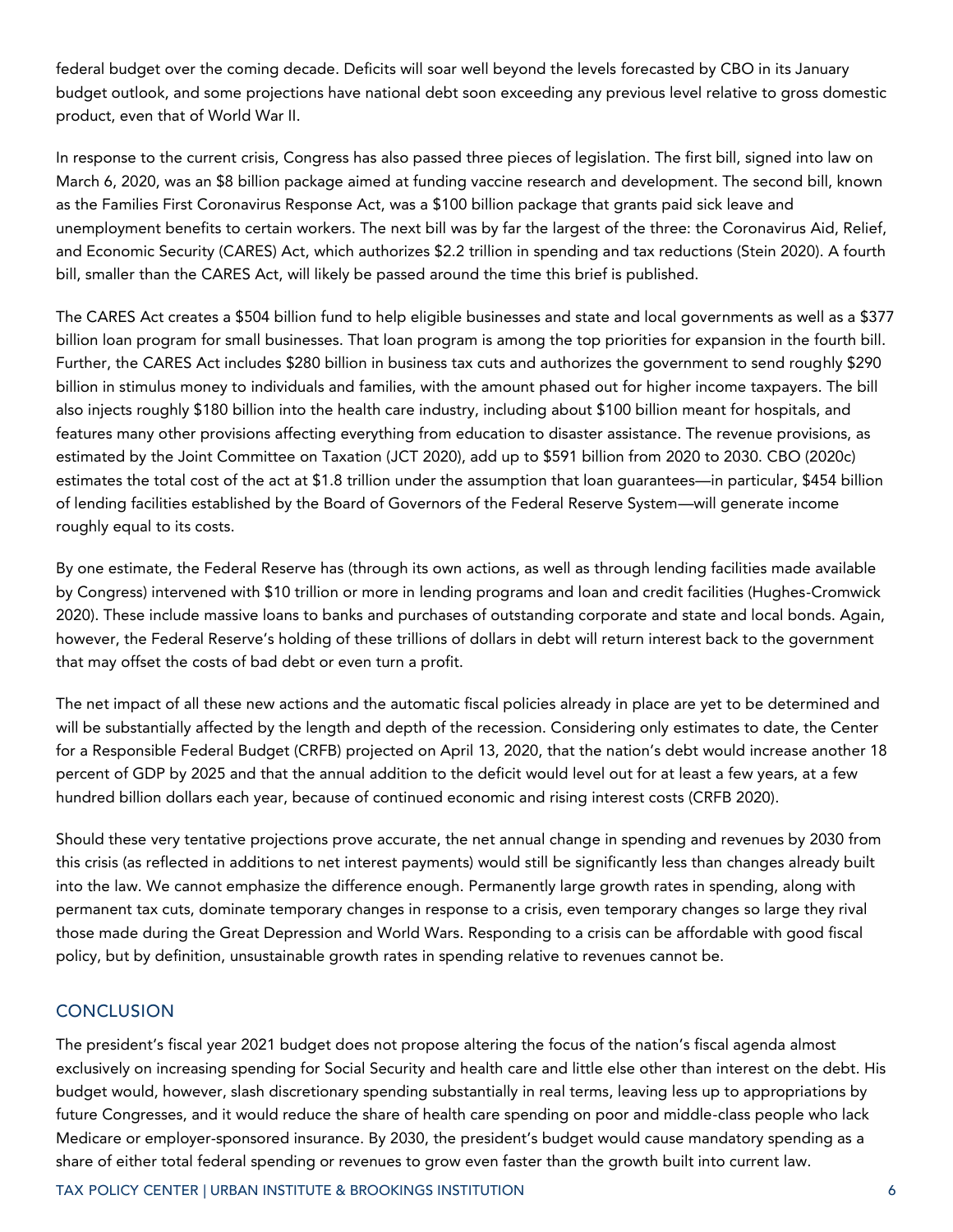federal budget over the coming decade. Deficits will soar well beyond the levels forecasted by CBO in its January budget outlook, and some projections have national debt soon exceeding any previous level relative to gross domestic product, even that of World War II.

In response to the current crisis, Congress has also passed three pieces of legislation. The first bill, signed into law on March 6, 2020, was an $8 billion package aimed at funding vaccine research and development. The second bill, known as the Families First Coronavirus Response Act, was a $100 billion package that grants paid sick leave and unemployment benefits to certain workers. The next bill was by far the largest of the three: the Coronavirus Aid, Relief, and Economic Security (CARES) Act, which authorizes $2.2 trillion in spending and tax reductions (Stein 2020). A fourth bill, smaller than the CARES Act, will likely be passed around the time this brief is published.

The CARES Act creates a $504 billion fund to help eligible businesses and state and local governments as well as a $377 billion loan program for small businesses. That loan program is among the top priorities for expansion in the fourth bill. Further, the CARES Act includes $280 billion in business tax cuts and authorizes the government to send roughly $290 billion in stimulus money to individuals and families, with the amount phased out for higher income taxpayers. The bill also injects roughly $180 billion into the health care industry, including about $100 billion meant for hospitals, and features many other provisions affecting everything from education to disaster assistance. The revenue provisions, as estimated by the Joint Committee on Taxation (JCT 2020), add up to $591 billion from 2020 to 2030. CBO (2020c) estimates the total cost of the act at $1.8 trillion under the assumption that loan guarantees—in particular, $454 billion of lending facilities established by the Board of Governors of the Federal Reserve System—will generate income roughly equal to its costs.

By one estimate, the Federal Reserve has (through its own actions, as well as through lending facilities made available by Congress) intervened with $10 trillion or more in lending programs and loan and credit facilities (Hughes-Cromwick 2020). These include massive loans to banks and purchases of outstanding corporate and state and local bonds. Again, however, the Federal Reserve's holding of these trillions of dollars in debt will return interest back to the government that may offset the costs of bad debt or even turn a profit.

The net impact of all these new actions and the automatic fiscal policies already in place are yet to be determined and will be substantially affected by the length and depth of the recession. Considering only estimates to date, the Center for a Responsible Federal Budget (CRFB) projected on April 13, 2020, that the nation's debt would increase another 18 percent of GDP by 2025 and that the annual addition to the deficit would level out for at least a few years, at a few hundred billion dollars each year, because of continued economic and rising interest costs (CRFB 2020).

Should these very tentative projections prove accurate, the net annual change in spending and revenues by 2030 from this crisis (as reflected in additions to net interest payments) would still be significantly less than changes already built into the law. We cannot emphasize the difference enough. Permanently large growth rates in spending, along with permanent tax cuts, dominate temporary changes in response to a crisis, even temporary changes so large they rival those made during the Great Depression and World Wars. Responding to a crisis can be affordable with good fiscal policy, but by definition, unsustainable growth rates in spending relative to revenues cannot be.

## CONCLUSION

The president's fiscal year 2021 budget does not propose altering the focus of the nation's fiscal agenda almost exclusively on increasing spending for Social Security and health care and little else other than interest on the debt. His budget would, however, slash discretionary spending substantially in real terms, leaving less up to appropriations by future Congresses, and it would reduce the share of health care spending on poor and middle-class people who lack Medicare or employer-sponsored insurance. By 2030, the president's budget would cause mandatory spending as a share of either total federal spending or revenues to grow even faster than the growth built into current law.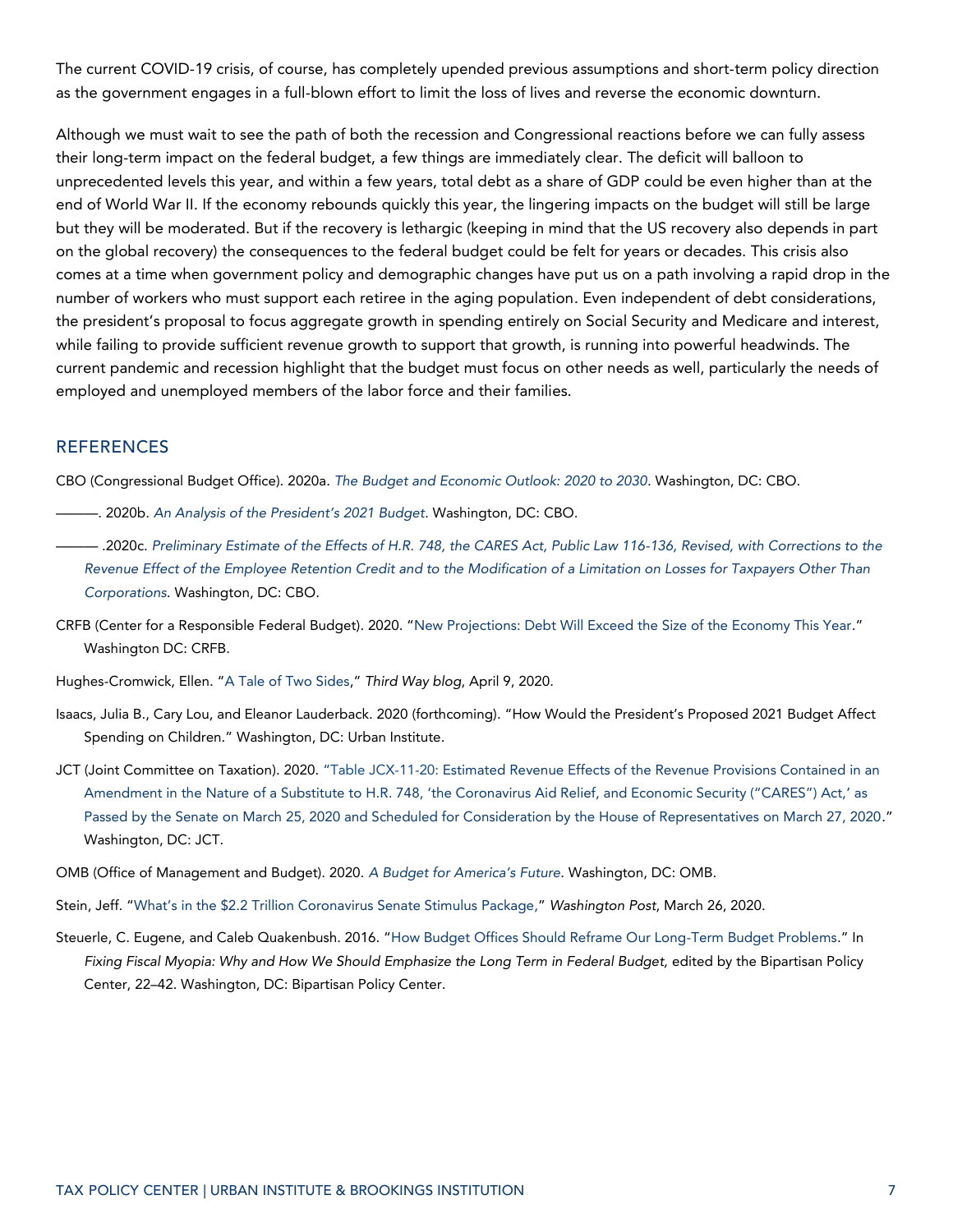The current COVID-19 crisis, of course, has completely upended previous assumptions and short-term policy direction as the government engages in a full-blown effort to limit the loss of lives and reverse the economic downturn.

Although we must wait to see the path of both the recession and Congressional reactions before we can fully assess their long-term impact on the federal budget, a few things are immediately clear. The deficit will balloon to unprecedented levels this year, and within a few years, total debt as a share of GDP could be even higher than at the end of World War II. If the economy rebounds quickly this year, the lingering impacts on the budget will still be large but they will be moderated. But if the recovery is lethargic (keeping in mind that the US recovery also depends in part on the global recovery) the consequences to the federal budget could be felt for years or decades. This crisis also comes at a time when government policy and demographic changes have put us on a path involving a rapid drop in the number of workers who must support each retiree in the aging population. Even independent of debt considerations, the president's proposal to focus aggregate growth in spending entirely on Social Security and Medicare and interest, while failing to provide sufficient revenue growth to support that growth, is running into powerful headwinds. The current pandemic and recession highlight that the budget must focus on other needs as well, particularly the needs of employed and unemployed members of the labor force and their families.

## REFERENCES

CBO (Congressional Budget Office). 2020a. *The Budget and Economic Outlook: 2020 to 2030*. Washington, DC: CBO.

———. 2020b. *An Analysis of the President's 2021 Budget*. Washington, DC: CBO.

——— .2020c. *Preliminary Estimate of the Effects of H.R. 748, the CARES Act, Public Law 116-136, Revised, with Corrections to the Revenue Effect of the Employee Retention Credit and to the Modification of a Limitation on Losses for Taxpayers Other Than Corporations*. Washington, DC: CBO.

CRFB (Center for a Responsible Federal Budget). 2020. "New Projections: Debt Will Exceed the Size of the Economy This Year." Washington DC: CRFB.

Hughes-Cromwick, Ellen. "A Tale of Two Sides," *Third Way blog*, April 9, 2020.

Isaacs, Julia B., Cary Lou, and Eleanor Lauderback. 2020 (forthcoming). "How Would the President's Proposed 2021 Budget Affect Spending on Children." Washington, DC: Urban Institute.

JCT (Joint Committee on Taxation). 2020. "Table JCX-11-20: Estimated Revenue Effects of the Revenue Provisions Contained in an Amendment in the Nature of a Substitute to H.R. 748, 'the Coronavirus Aid Relief, and Economic Security ("CARES") Act,' as Passed by the Senate on March 25, 2020 and Scheduled for Consideration by the House of Representatives on March 27, 2020." Washington, DC: JCT.

OMB (Office of Management and Budget). 2020. *A Budget for America's Future*. Washington, DC: OMB.

Stein, Jeff. "What's in the $2.2 Trillion Coronavirus Senate Stimulus Package," *Washington Post*, March 26, 2020.

Steuerle, C. Eugene, and Caleb Quakenbush. 2016. "How Budget Offices Should Reframe Our Long-Term Budget Problems." In *Fixing Fiscal Myopia: Why and How We Should Emphasize the Long Term in Federal Budget,* edited by the Bipartisan Policy Center, 22–42. Washington, DC: Bipartisan Policy Center.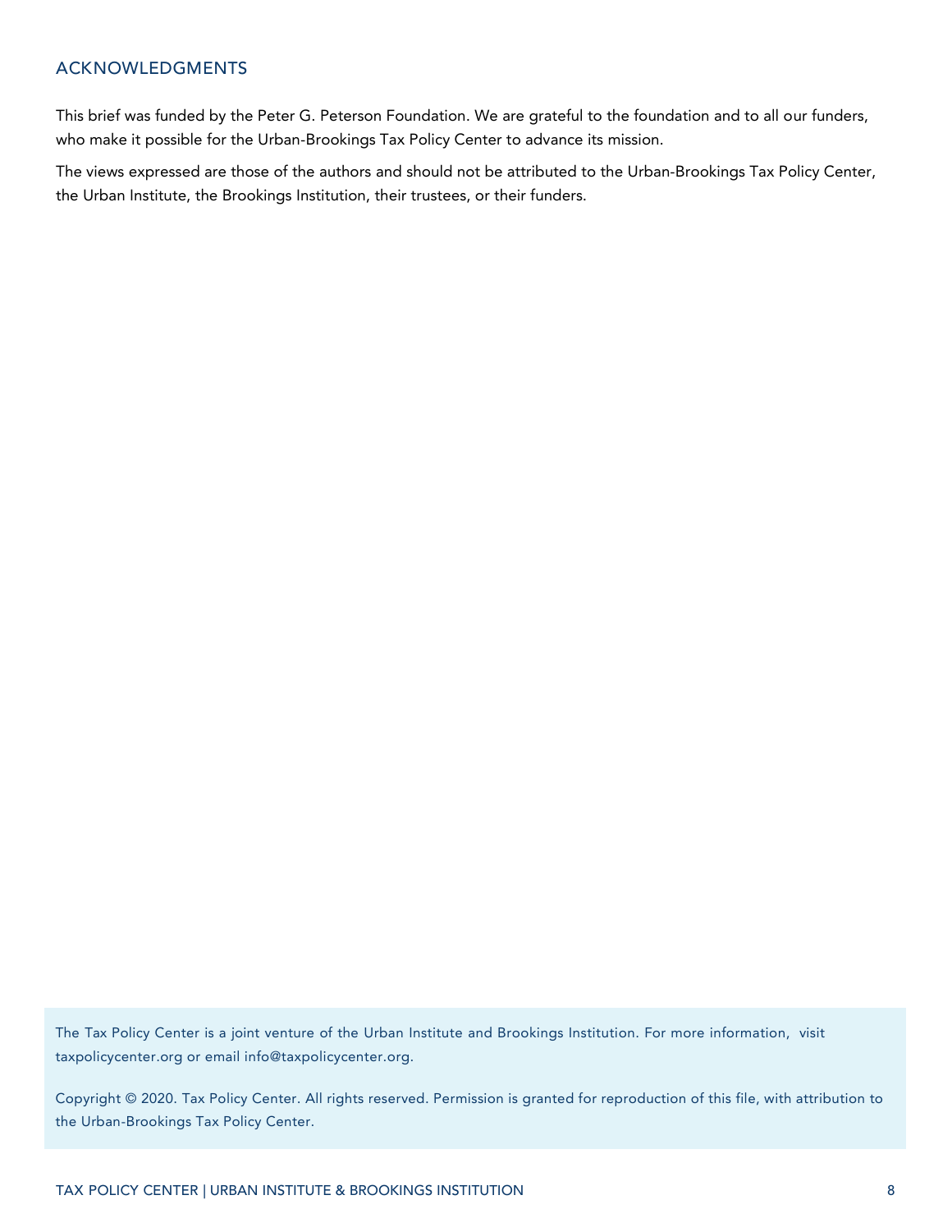## ACKNOWLEDGMENTS

This brief was funded by the Peter G. Peterson Foundation. We are grateful to the foundation and to all our funders, who make it possible for the Urban-Brookings Tax Policy Center to advance its mission.

The views expressed are those of the authors and should not be attributed to the Urban-Brookings Tax Policy Center, the Urban Institute, the Brookings Institution, their trustees, or their funders.

The Tax Policy Center is a joint venture of the Urban Institute and Brookings Institution. For more information, visit taxpolicycenter.org or email info@taxpolicycenter.org.

Copyright © 2020. Tax Policy Center. All rights reserved. Permission is granted for reproduction of this file, with attribution to the Urban-Brookings Tax Policy Center.